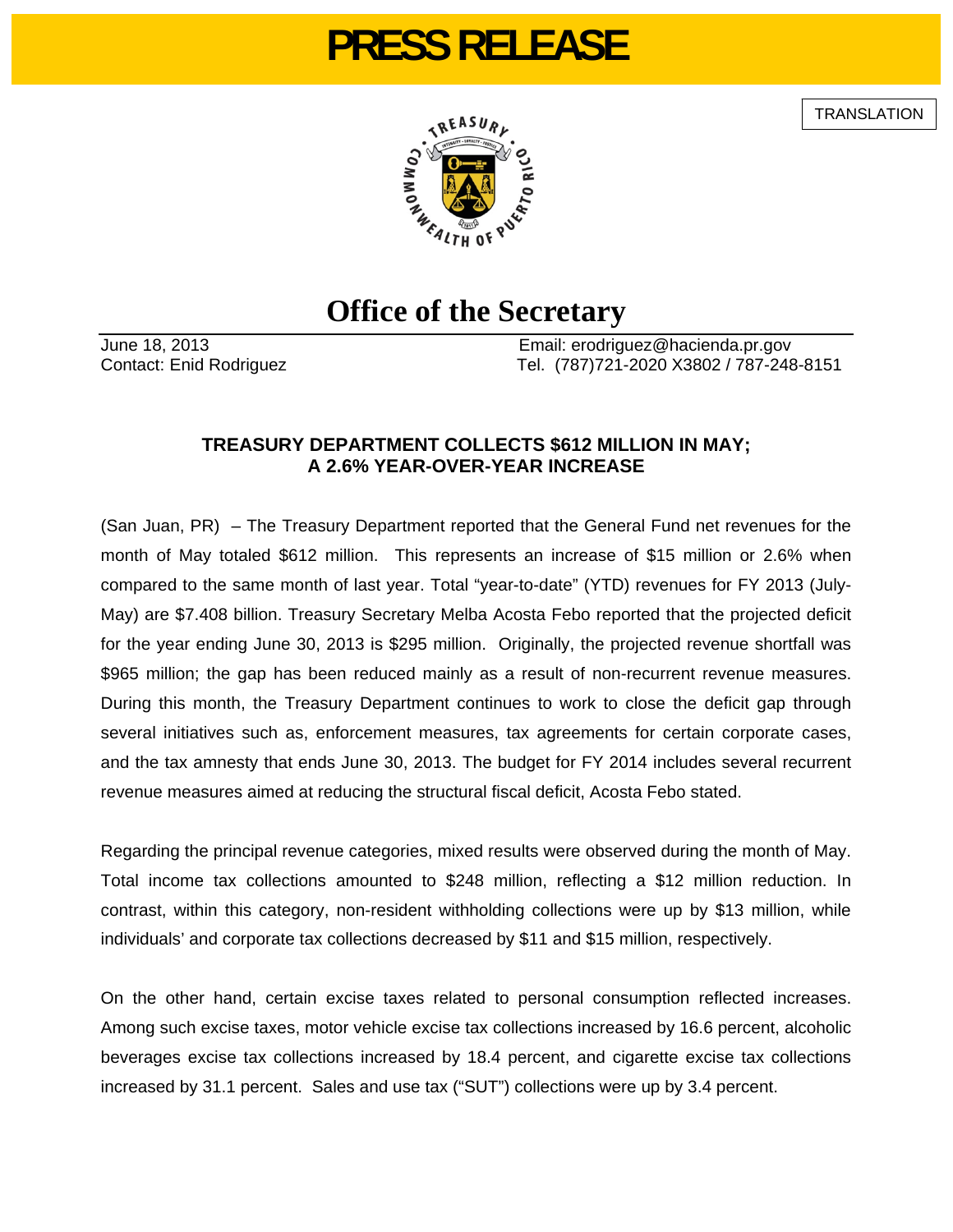# PRESS RELEASE

TRANSLATION

## Office of the Secretary

June 18, 2013
Contact: Enid Rodriguez

Email: erodriguez@hacienda.pr.gov
Tel. (787)721-2020 X3802 / 787-248-8151

### TREASURY DEPARTMENT COLLECTS $612 MILLION IN MAY; A 2.6% YEAR-OVER-YEAR INCREASE

(San Juan, PR) – The Treasury Department reported that the General Fund net revenues for the month of May totaled $612 million. This represents an increase of $15 million or 2.6% when compared to the same month of last year. Total "year-to-date" (YTD) revenues for FY 2013 (July-May) are $7.408 billion. Treasury Secretary Melba Acosta Febo reported that the projected deficit for the year ending June 30, 2013 is $295 million. Originally, the projected revenue shortfall was $965 million; the gap has been reduced mainly as a result of non-recurrent revenue measures. During this month, the Treasury Department continues to work to close the deficit gap through several initiatives such as, enforcement measures, tax agreements for certain corporate cases, and the tax amnesty that ends June 30, 2013. The budget for FY 2014 includes several recurrent revenue measures aimed at reducing the structural fiscal deficit, Acosta Febo stated.

Regarding the principal revenue categories, mixed results were observed during the month of May. Total income tax collections amounted to $248 million, reflecting a $12 million reduction. In contrast, within this category, non-resident withholding collections were up by $13 million, while individuals' and corporate tax collections decreased by $11 and $15 million, respectively.

On the other hand, certain excise taxes related to personal consumption reflected increases. Among such excise taxes, motor vehicle excise tax collections increased by 16.6 percent, alcoholic beverages excise tax collections increased by 18.4 percent, and cigarette excise tax collections increased by 31.1 percent. Sales and use tax ("SUT") collections were up by 3.4 percent.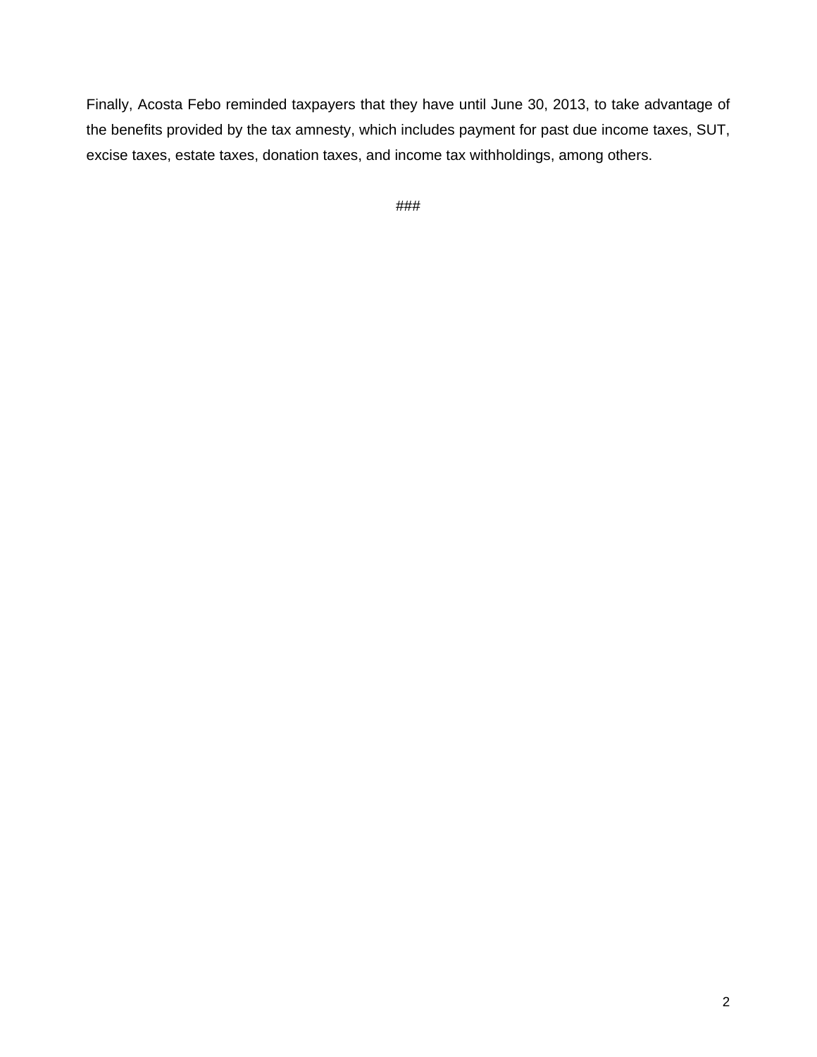Finally, Acosta Febo reminded taxpayers that they have until June 30, 2013, to take advantage of the benefits provided by the tax amnesty, which includes payment for past due income taxes, SUT, excise taxes, estate taxes, donation taxes, and income tax withholdings, among others.

###